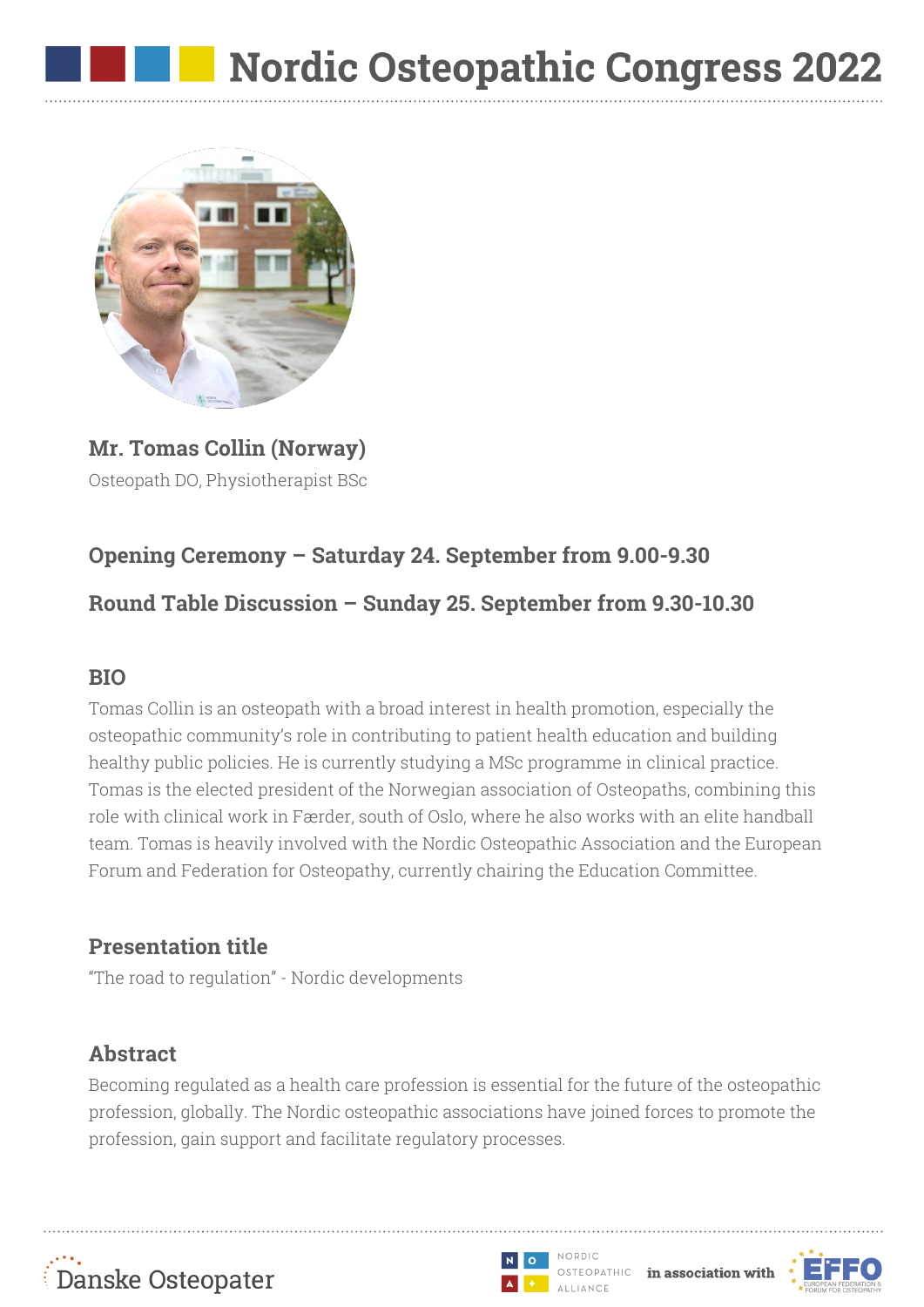# Nordic Osteopathic Congress 2022

**Mr. Tomas Collin (Norway)**
Osteopath DO, Physiotherapist BSc

**Opening Ceremony – Saturday 24. September from 9.00-9.30**

**Round Table Discussion – Sunday 25. September from 9.30-10.30**

## BIO

Tomas Collin is an osteopath with a broad interest in health promotion, especially the osteopathic community's role in contributing to patient health education and building healthy public policies. He is currently studying a MSc programme in clinical practice. Tomas is the elected president of the Norwegian association of Osteopaths, combining this role with clinical work in Færder, south of Oslo, where he also works with an elite handball team. Tomas is heavily involved with the Nordic Osteopathic Association and the European Forum and Federation for Osteopathy, currently chairing the Education Committee.

## Presentation title

"The road to regulation" - Nordic developments

## Abstract

Becoming regulated as a health care profession is essential for the future of the osteopathic profession, globally. The Nordic osteopathic associations have joined forces to promote the profession, gain support and facilitate regulatory processes.

Danske Osteopater

Nordic Osteopathic Alliance **in association with** EFFO European Federation & Forum for Osteopathy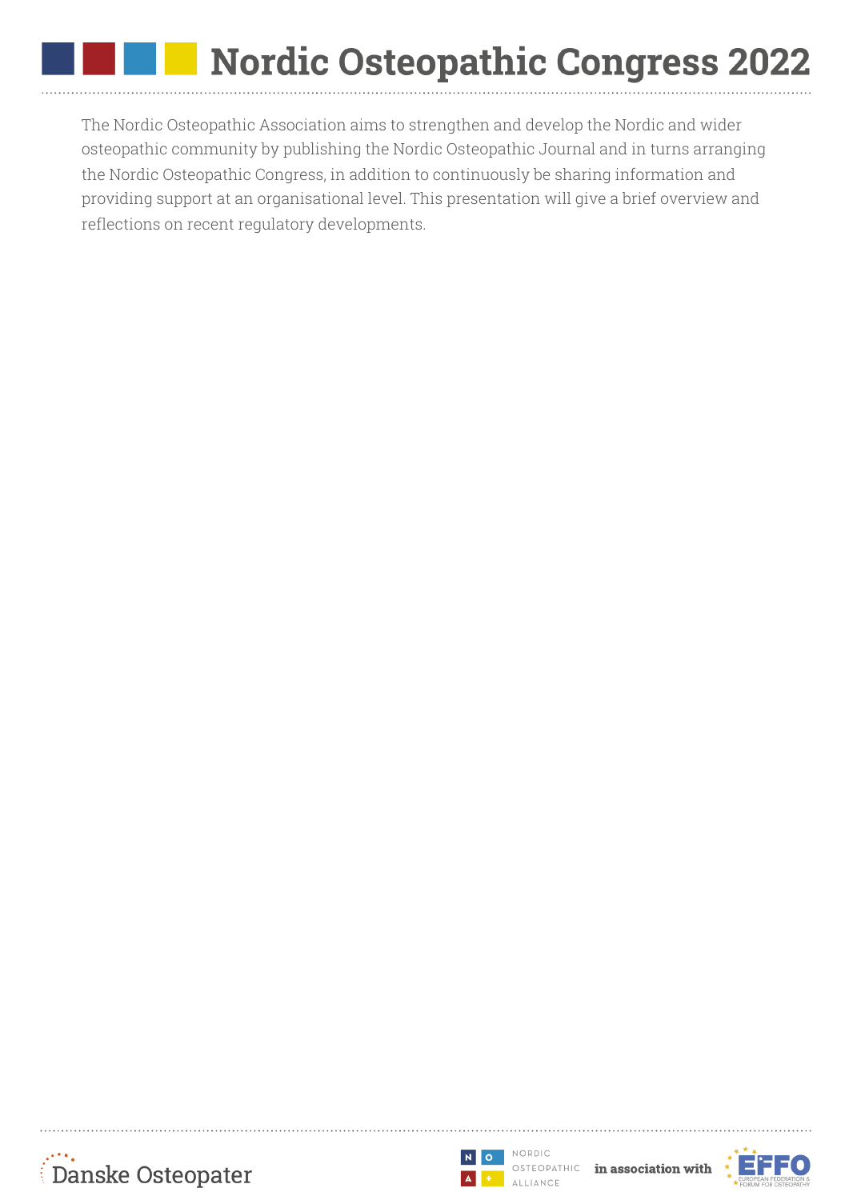The Nordic Osteopathic Association aims to strengthen and develop the Nordic and wider osteopathic community by publishing the Nordic Osteopathic Journal and in turns arranging the Nordic Osteopathic Congress, in addition to continuously be sharing information and providing support at an organisational level. This presentation will give a brief overview and reflections on recent regulatory developments.